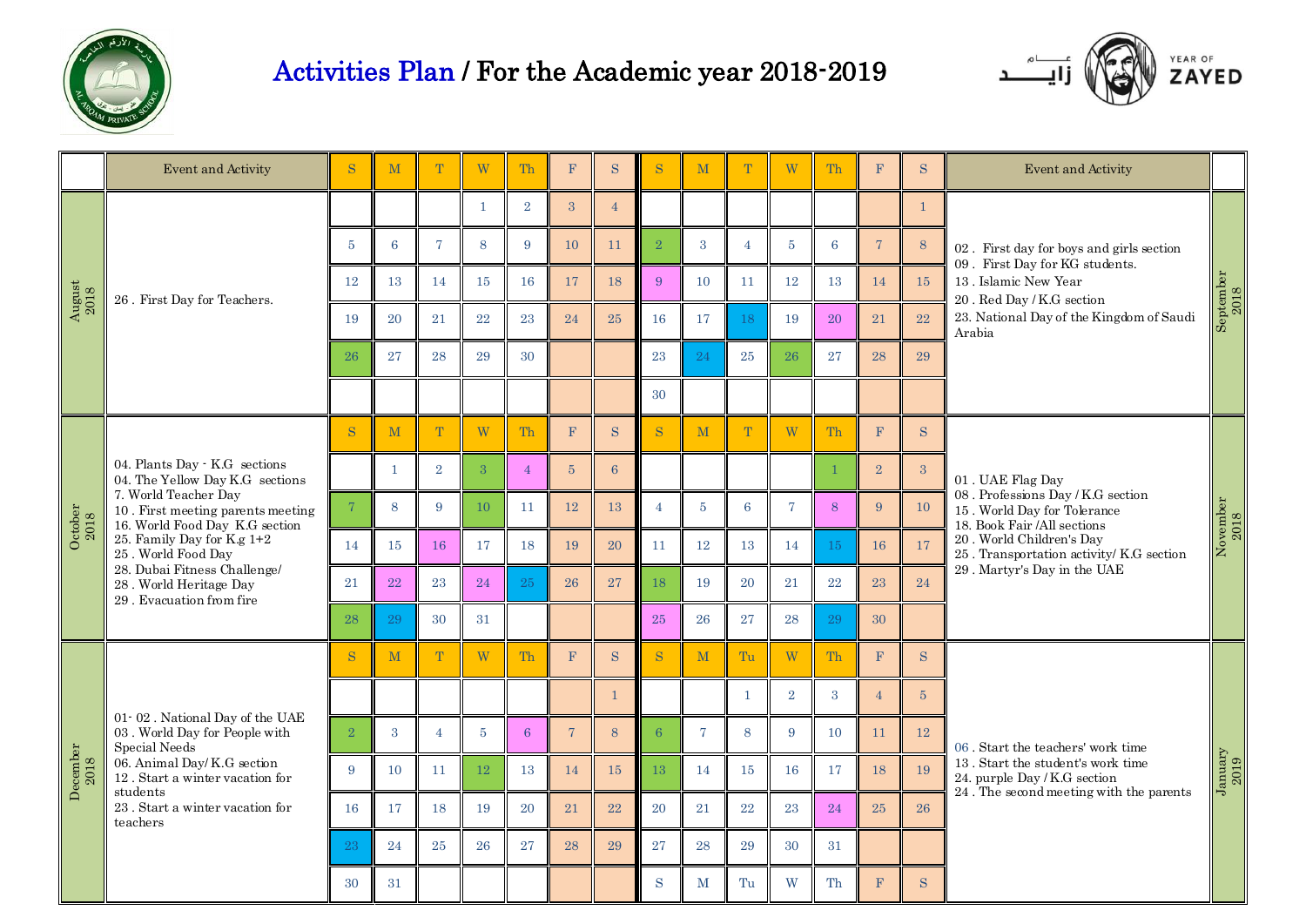# Activities Plan / For the Academic year 2018-2019

## August 2018

| S | M | T | W | Th | F | S |
|---|---|---|---|---|---|---|
| | | | 1 | 2 | 3 | 4 |
| 5 | 6 | 7 | 8 | 9 | 10 | 11 |
| 12 | 13 | 14 | 15 | 16 | 17 | 18 |
| 19 | 20 | 21 | 22 | 23 | 24 | 25 |
| 26 | 27 | 28 | 29 | 30 | | |

**Event and Activity**

26 . First Day for Teachers.

## September 2018

| S | M | T | W | Th | F | S |
|---|---|---|---|---|---|---|
| | | | | | | 1 |
| 2 | 3 | 4 | 5 | 6 | 7 | 8 |
| 9 | 10 | 11 | 12 | 13 | 14 | 15 |
| 16 | 17 | 18 | 19 | 20 | 21 | 22 |
| 23 | 24 | 25 | 26 | 27 | 28 | 29 |
| 30 | | | | | | |

**Event and Activity**

02 . First day for boys and girls section
09 . First Day for KG students.
13 . Islamic New Year
20 . Red Day / K.G section
23. National Day of the Kingdom of Saudi Arabia

## October 2018

| S | M | T | W | Th | F | S |
|---|---|---|---|---|---|---|
| | 1 | 2 | 3 | 4 | 5 | 6 |
| 7 | 8 | 9 | 10 | 11 | 12 | 13 |
| 14 | 15 | 16 | 17 | 18 | 19 | 20 |
| 21 | 22 | 23 | 24 | 25 | 26 | 27 |
| 28 | 29 | 30 | 31 | | | |

**Event and Activity**

04. Plants Day - K.G sections
04. The Yellow Day K.G sections
7. World Teacher Day
10 . First meeting parents meeting
16. World Food Day K.G section
25. Family Day for K.g 1+2
25 . World Food Day
28. Dubai Fitness Challenge/
28 . World Heritage Day
29 . Evacuation from fire

## November 2018

| S | M | T | W | Th | F | S |
|---|---|---|---|---|---|---|
| | | | | 1 | 2 | 3 |
| 4 | 5 | 6 | 7 | 8 | 9 | 10 |
| 11 | 12 | 13 | 14 | 15 | 16 | 17 |
| 18 | 19 | 20 | 21 | 22 | 23 | 24 |
| 25 | 26 | 27 | 28 | 29 | 30 | |

**Event and Activity**

01 . UAE Flag Day
08 . Professions Day / K.G section
15 . World Day for Tolerance
18. Book Fair /All sections
20 . World Children's Day
25 . Transportation activity/ K.G section
29 . Martyr's Day in the UAE

## December 2018

| S | M | T | W | Th | F | S |
|---|---|---|---|---|---|---|
| | | | | | | 1 |
| 2 | 3 | 4 | 5 | 6 | 7 | 8 |
| 9 | 10 | 11 | 12 | 13 | 14 | 15 |
| 16 | 17 | 18 | 19 | 20 | 21 | 22 |
| 23 | 24 | 25 | 26 | 27 | 28 | 29 |
| 30 | 31 | | | | | |

**Event and Activity**

01- 02 . National Day of the UAE
03 . World Day for People with Special Needs
06. Animal Day/ K.G section
12 . Start a winter vacation for students
23 . Start a winter vacation for teachers

## January 2019

| S | M | Tu | W | Th | F | S |
|---|---|---|---|---|---|---|
| | | 1 | 2 | 3 | 4 | 5 |
| 6 | 7 | 8 | 9 | 10 | 11 | 12 |
| 13 | 14 | 15 | 16 | 17 | 18 | 19 |
| 20 | 21 | 22 | 23 | 24 | 25 | 26 |
| 27 | 28 | 29 | 30 | 31 | | |

**Event and Activity**

06 . Start the teachers' work time
13 . Start the student's work time
24. purple Day / K.G section
24 . The second meeting with the parents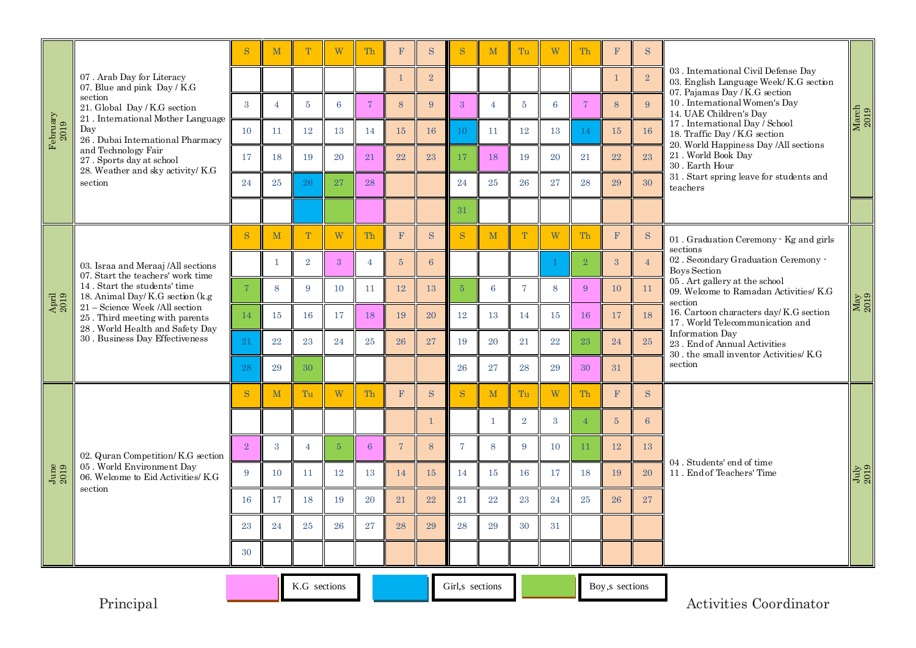## February 2019

07 . Arab Day for Literacy
07. Blue and pink Day / K.G section
21. Global Day / K.G section
21 . International Mother Language Day
26 . Dubai International Pharmacy and Technology Fair
27 . Sports day at school
28. Weather and sky activity/ K.G section

| S | M | T | W | Th | F | S |
|---|---|---|---|---|---|---|
| | | | | | 1 | 2 |
| 3 | 4 | 5 | 6 | 7 | 8 | 9 |
| 10 | 11 | 12 | 13 | 14 | 15 | 16 |
| 17 | 18 | 19 | 20 | 21 | 22 | 23 |
| 24 | 25 | 26 | 27 | 28 | | |

## March 2019

03 . International Civil Defense Day
03. English Language Week/ K.G section
07. Pajamas Day / K.G section
10 . International Women's Day
14. UAE Children's Day
17 . International Day / School
18. Traffic Day / K.G section
20. World Happiness Day /All sections
21 . World Book Day
30 . Earth Hour
31 . Start spring leave for students and teachers

| S | M | Tu | W | Th | F | S |
|---|---|---|---|---|---|---|
| | | | | | 1 | 2 |
| 3 | 4 | 5 | 6 | 7 | 8 | 9 |
| 10 | 11 | 12 | 13 | 14 | 15 | 16 |
| 17 | 18 | 19 | 20 | 21 | 22 | 23 |
| 24 | 25 | 26 | 27 | 28 | 29 | 30 |
| 31 | | | | | | |

## April 2019

03. Israa and Meraaj /All sections
07. Start the teachers' work time
14 . Start the students' time
18. Animal Day/ K.G section (k.g
21 – Science Week /All section
25 . Third meeting with parents
28 . World Health and Safety Day
30 . Business Day Effectiveness

| S | M | T | W | Th | F | S |
|---|---|---|---|---|---|---|
| | 1 | 2 | 3 | 4 | 5 | 6 |
| 7 | 8 | 9 | 10 | 11 | 12 | 13 |
| 14 | 15 | 16 | 17 | 18 | 19 | 20 |
| 21 | 22 | 23 | 24 | 25 | 26 | 27 |
| 28 | 29 | 30 | | | | |

## May 2019

01 . Graduation Ceremony - Kg and girls sections
02 . Secondary Graduation Ceremony - Boys Section
05 . Art gallery at the school
09. Welcome to Ramadan Activities/ K.G section
16. Cartoon characters day/ K.G section
17 . World Telecommunication and Information Day
23 . End of Annual Activities
30 . the small inventor Activities/ K.G section

| S | M | T | W | Th | F | S |
|---|---|---|---|---|---|---|
| | | | 1 | 2 | 3 | 4 |
| 5 | 6 | 7 | 8 | 9 | 10 | 11 |
| 12 | 13 | 14 | 15 | 16 | 17 | 18 |
| 19 | 20 | 21 | 22 | 23 | 24 | 25 |
| 26 | 27 | 28 | 29 | 30 | 31 | |

## June 2019

02. Quran Competition/ K.G section
05 . World Environment Day
06. Welcome to Eid Activities/ K.G section

| S | M | Tu | W | Th | F | S |
|---|---|---|---|---|---|---|
| | | | | | | 1 |
| 2 | 3 | 4 | 5 | 6 | 7 | 8 |
| 9 | 10 | 11 | 12 | 13 | 14 | 15 |
| 16 | 17 | 18 | 19 | 20 | 21 | 22 |
| 23 | 24 | 25 | 26 | 27 | 28 | 29 |
| 30 | | | | | | |

## July 2019

04 . Students' end of time
11 . End of Teachers' Time

| S | M | Tu | W | Th | F | S |
|---|---|---|---|---|---|---|
| | 1 | 2 | 3 | 4 | 5 | 6 |
| 7 | 8 | 9 | 10 | 11 | 12 | 13 |
| 14 | 15 | 16 | 17 | 18 | 19 | 20 |
| 21 | 22 | 23 | 24 | 25 | 26 | 27 |
| 28 | 29 | 30 | 31 | | | |

K.G sections

Girl,s sections

Boy,s sections

Principal

Activities Coordinator